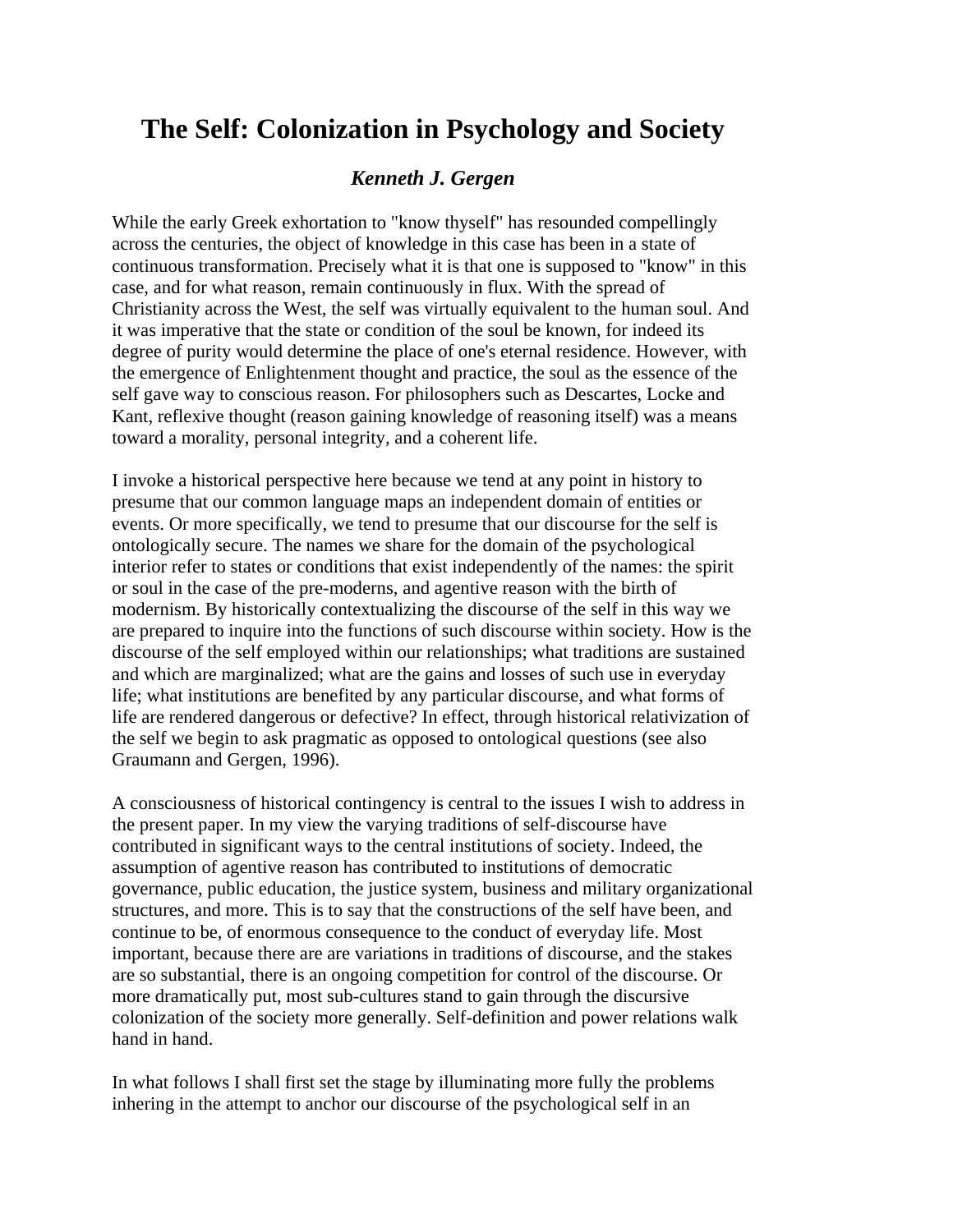# The Self: Colonization in Psychology and Society

### *Kenneth J. Gergen*

While the early Greek exhortation to "know thyself" has resounded compellingly across the centuries, the object of knowledge in this case has been in a state of continuous transformation. Precisely what it is that one is supposed to "know" in this case, and for what reason, remain continuously in flux. With the spread of Christianity across the West, the self was virtually equivalent to the human soul. And it was imperative that the state or condition of the soul be known, for indeed its degree of purity would determine the place of one's eternal residence. However, with the emergence of Enlightenment thought and practice, the soul as the essence of the self gave way to conscious reason. For philosophers such as Descartes, Locke and Kant, reflexive thought (reason gaining knowledge of reasoning itself) was a means toward a morality, personal integrity, and a coherent life.

I invoke a historical perspective here because we tend at any point in history to presume that our common language maps an independent domain of entities or events. Or more specifically, we tend to presume that our discourse for the self is ontologically secure. The names we share for the domain of the psychological interior refer to states or conditions that exist independently of the names: the spirit or soul in the case of the pre-moderns, and agentive reason with the birth of modernism. By historically contextualizing the discourse of the self in this way we are prepared to inquire into the functions of such discourse within society. How is the discourse of the self employed within our relationships; what traditions are sustained and which are marginalized; what are the gains and losses of such use in everyday life; what institutions are benefited by any particular discourse, and what forms of life are rendered dangerous or defective? In effect, through historical relativization of the self we begin to ask pragmatic as opposed to ontological questions (see also Graumann and Gergen, 1996).

A consciousness of historical contingency is central to the issues I wish to address in the present paper. In my view the varying traditions of self-discourse have contributed in significant ways to the central institutions of society. Indeed, the assumption of agentive reason has contributed to institutions of democratic governance, public education, the justice system, business and military organizational structures, and more. This is to say that the constructions of the self have been, and continue to be, of enormous consequence to the conduct of everyday life. Most important, because there are are variations in traditions of discourse, and the stakes are so substantial, there is an ongoing competition for control of the discourse. Or more dramatically put, most sub-cultures stand to gain through the discursive colonization of the society more generally. Self-definition and power relations walk hand in hand.

In what follows I shall first set the stage by illuminating more fully the problems inhering in the attempt to anchor our discourse of the psychological self in an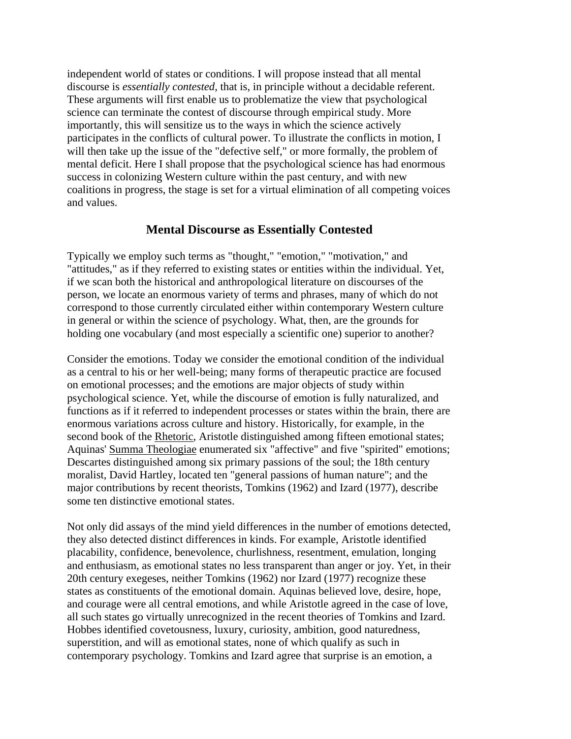independent world of states or conditions. I will propose instead that all mental discourse is *essentially contested*, that is, in principle without a decidable referent. These arguments will first enable us to problematize the view that psychological science can terminate the contest of discourse through empirical study. More importantly, this will sensitize us to the ways in which the science actively participates in the conflicts of cultural power. To illustrate the conflicts in motion, I will then take up the issue of the "defective self," or more formally, the problem of mental deficit. Here I shall propose that the psychological science has had enormous success in colonizing Western culture within the past century, and with new coalitions in progress, the stage is set for a virtual elimination of all competing voices and values.

## Mental Discourse as Essentially Contested

Typically we employ such terms as "thought," "emotion," "motivation," and "attitudes," as if they referred to existing states or entities within the individual. Yet, if we scan both the historical and anthropological literature on discourses of the person, we locate an enormous variety of terms and phrases, many of which do not correspond to those currently circulated either within contemporary Western culture in general or within the science of psychology. What, then, are the grounds for holding one vocabulary (and most especially a scientific one) superior to another?

Consider the emotions. Today we consider the emotional condition of the individual as a central to his or her well-being; many forms of therapeutic practice are focused on emotional processes; and the emotions are major objects of study within psychological science. Yet, while the discourse of emotion is fully naturalized, and functions as if it referred to independent processes or states within the brain, there are enormous variations across culture and history. Historically, for example, in the second book of the Rhetoric, Aristotle distinguished among fifteen emotional states; Aquinas' Summa Theologiae enumerated six "affective" and five "spirited" emotions; Descartes distinguished among six primary passions of the soul; the 18th century moralist, David Hartley, located ten "general passions of human nature"; and the major contributions by recent theorists, Tomkins (1962) and Izard (1977), describe some ten distinctive emotional states.

Not only did assays of the mind yield differences in the number of emotions detected, they also detected distinct differences in kinds. For example, Aristotle identified placability, confidence, benevolence, churlishness, resentment, emulation, longing and enthusiasm, as emotional states no less transparent than anger or joy. Yet, in their 20th century exegeses, neither Tomkins (1962) nor Izard (1977) recognize these states as constituents of the emotional domain. Aquinas believed love, desire, hope, and courage were all central emotions, and while Aristotle agreed in the case of love, all such states go virtually unrecognized in the recent theories of Tomkins and Izard. Hobbes identified covetousness, luxury, curiosity, ambition, good naturedness, superstition, and will as emotional states, none of which qualify as such in contemporary psychology. Tomkins and Izard agree that surprise is an emotion, a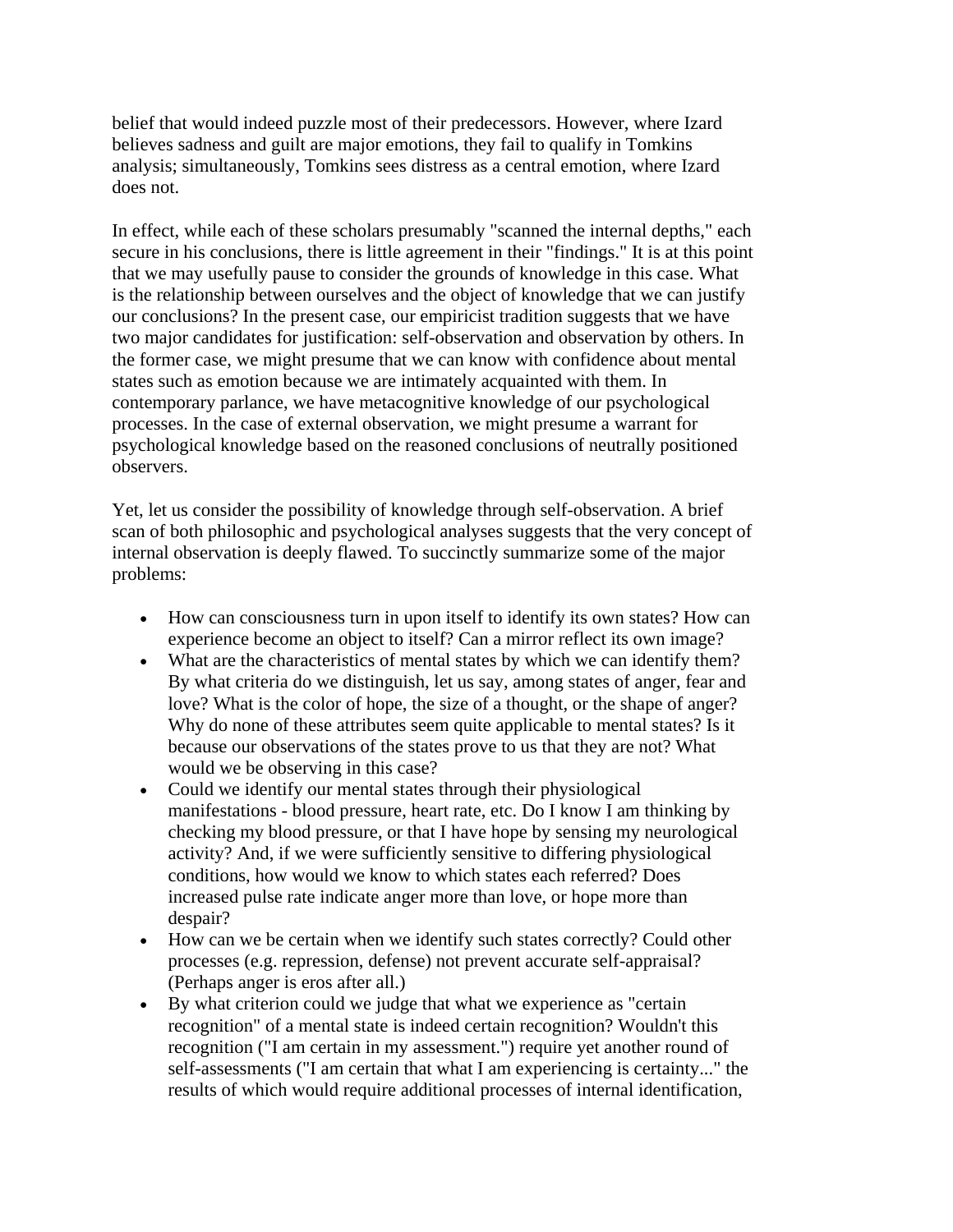belief that would indeed puzzle most of their predecessors. However, where Izard believes sadness and guilt are major emotions, they fail to qualify in Tomkins analysis; simultaneously, Tomkins sees distress as a central emotion, where Izard does not.

In effect, while each of these scholars presumably "scanned the internal depths," each secure in his conclusions, there is little agreement in their "findings." It is at this point that we may usefully pause to consider the grounds of knowledge in this case. What is the relationship between ourselves and the object of knowledge that we can justify our conclusions? In the present case, our empiricist tradition suggests that we have two major candidates for justification: self-observation and observation by others. In the former case, we might presume that we can know with confidence about mental states such as emotion because we are intimately acquainted with them. In contemporary parlance, we have metacognitive knowledge of our psychological processes. In the case of external observation, we might presume a warrant for psychological knowledge based on the reasoned conclusions of neutrally positioned observers.

Yet, let us consider the possibility of knowledge through self-observation. A brief scan of both philosophic and psychological analyses suggests that the very concept of internal observation is deeply flawed. To succinctly summarize some of the major problems:

- How can consciousness turn in upon itself to identify its own states? How can experience become an object to itself? Can a mirror reflect its own image?
- What are the characteristics of mental states by which we can identify them? By what criteria do we distinguish, let us say, among states of anger, fear and love? What is the color of hope, the size of a thought, or the shape of anger? Why do none of these attributes seem quite applicable to mental states? Is it because our observations of the states prove to us that they are not? What would we be observing in this case?
- Could we identify our mental states through their physiological manifestations - blood pressure, heart rate, etc. Do I know I am thinking by checking my blood pressure, or that I have hope by sensing my neurological activity? And, if we were sufficiently sensitive to differing physiological conditions, how would we know to which states each referred? Does increased pulse rate indicate anger more than love, or hope more than despair?
- How can we be certain when we identify such states correctly? Could other processes (e.g. repression, defense) not prevent accurate self-appraisal? (Perhaps anger is eros after all.)
- By what criterion could we judge that what we experience as "certain recognition" of a mental state is indeed certain recognition? Wouldn't this recognition ("I am certain in my assessment.") require yet another round of self-assessments ("I am certain that what I am experiencing is certainty..." the results of which would require additional processes of internal identification,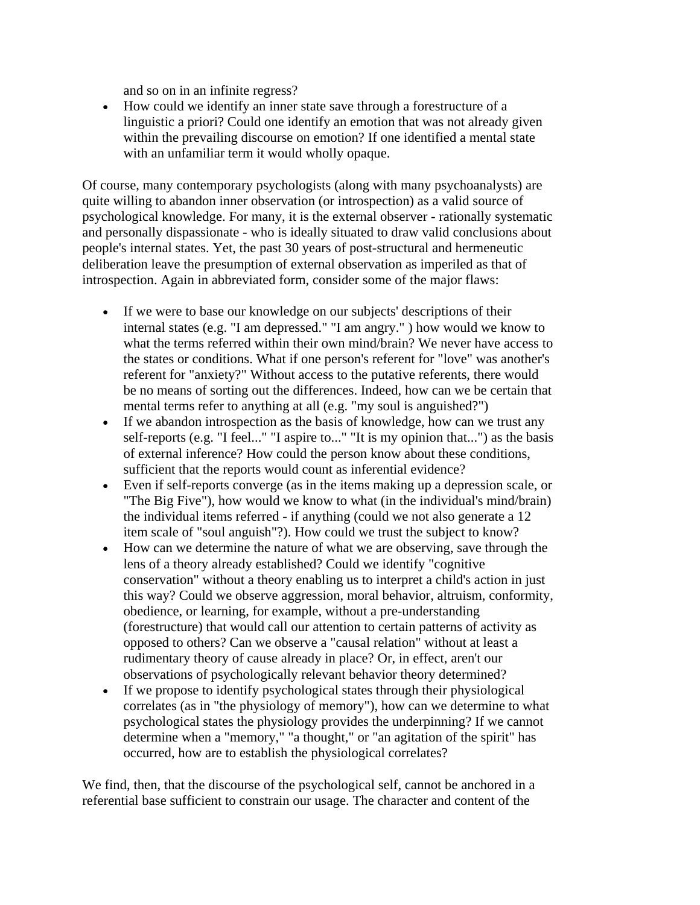and so on in an infinite regress?

- How could we identify an inner state save through a forestructure of a linguistic a priori? Could one identify an emotion that was not already given within the prevailing discourse on emotion? If one identified a mental state with an unfamiliar term it would wholly opaque.

Of course, many contemporary psychologists (along with many psychoanalysts) are quite willing to abandon inner observation (or introspection) as a valid source of psychological knowledge. For many, it is the external observer - rationally systematic and personally dispassionate - who is ideally situated to draw valid conclusions about people's internal states. Yet, the past 30 years of post-structural and hermeneutic deliberation leave the presumption of external observation as imperiled as that of introspection. Again in abbreviated form, consider some of the major flaws:

- If we were to base our knowledge on our subjects' descriptions of their internal states (e.g. "I am depressed." "I am angry." ) how would we know to what the terms referred within their own mind/brain? We never have access to the states or conditions. What if one person's referent for "love" was another's referent for "anxiety?" Without access to the putative referents, there would be no means of sorting out the differences. Indeed, how can we be certain that mental terms refer to anything at all (e.g. "my soul is anguished?")
- If we abandon introspection as the basis of knowledge, how can we trust any self-reports (e.g. "I feel..." "I aspire to..." "It is my opinion that...") as the basis of external inference? How could the person know about these conditions, sufficient that the reports would count as inferential evidence?
- Even if self-reports converge (as in the items making up a depression scale, or "The Big Five"), how would we know to what (in the individual's mind/brain) the individual items referred - if anything (could we not also generate a 12 item scale of "soul anguish"?). How could we trust the subject to know?
- How can we determine the nature of what we are observing, save through the lens of a theory already established? Could we identify "cognitive conservation" without a theory enabling us to interpret a child's action in just this way? Could we observe aggression, moral behavior, altruism, conformity, obedience, or learning, for example, without a pre-understanding (forestructure) that would call our attention to certain patterns of activity as opposed to others? Can we observe a "causal relation" without at least a rudimentary theory of cause already in place? Or, in effect, aren't our observations of psychologically relevant behavior theory determined?
- If we propose to identify psychological states through their physiological correlates (as in "the physiology of memory"), how can we determine to what psychological states the physiology provides the underpinning? If we cannot determine when a "memory," "a thought," or "an agitation of the spirit" has occurred, how are to establish the physiological correlates?

We find, then, that the discourse of the psychological self, cannot be anchored in a referential base sufficient to constrain our usage. The character and content of the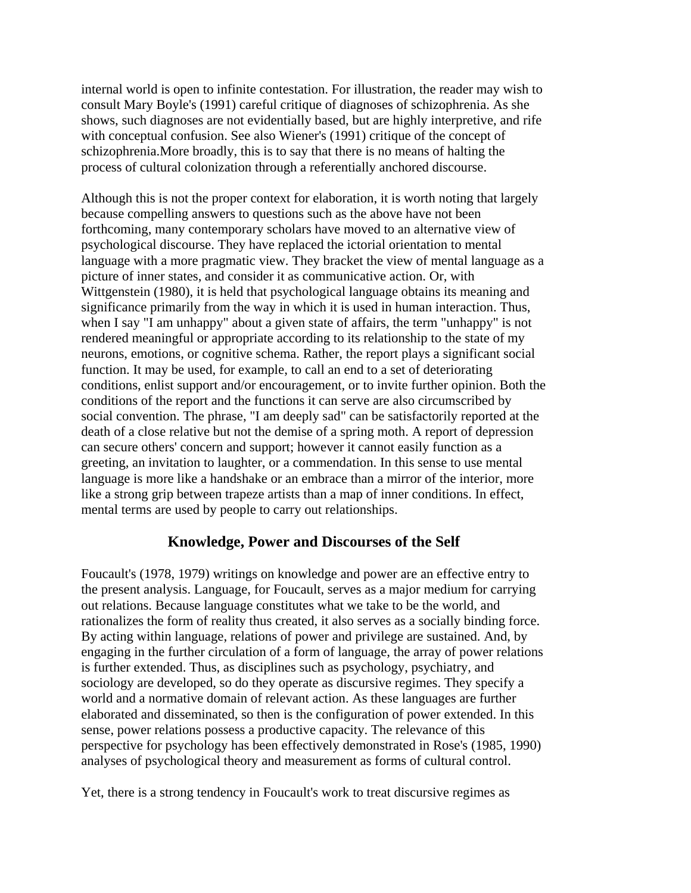internal world is open to infinite contestation. For illustration, the reader may wish to consult Mary Boyle's (1991) careful critique of diagnoses of schizophrenia. As she shows, such diagnoses are not evidentially based, but are highly interpretive, and rife with conceptual confusion. See also Wiener's (1991) critique of the concept of schizophrenia.More broadly, this is to say that there is no means of halting the process of cultural colonization through a referentially anchored discourse.

Although this is not the proper context for elaboration, it is worth noting that largely because compelling answers to questions such as the above have not been forthcoming, many contemporary scholars have moved to an alternative view of psychological discourse. They have replaced the ictorial orientation to mental language with a more pragmatic view. They bracket the view of mental language as a picture of inner states, and consider it as communicative action. Or, with Wittgenstein (1980), it is held that psychological language obtains its meaning and significance primarily from the way in which it is used in human interaction. Thus, when I say "I am unhappy" about a given state of affairs, the term "unhappy" is not rendered meaningful or appropriate according to its relationship to the state of my neurons, emotions, or cognitive schema. Rather, the report plays a significant social function. It may be used, for example, to call an end to a set of deteriorating conditions, enlist support and/or encouragement, or to invite further opinion. Both the conditions of the report and the functions it can serve are also circumscribed by social convention. The phrase, "I am deeply sad" can be satisfactorily reported at the death of a close relative but not the demise of a spring moth. A report of depression can secure others' concern and support; however it cannot easily function as a greeting, an invitation to laughter, or a commendation. In this sense to use mental language is more like a handshake or an embrace than a mirror of the interior, more like a strong grip between trapeze artists than a map of inner conditions. In effect, mental terms are used by people to carry out relationships.

## Knowledge, Power and Discourses of the Self

Foucault's (1978, 1979) writings on knowledge and power are an effective entry to the present analysis. Language, for Foucault, serves as a major medium for carrying out relations. Because language constitutes what we take to be the world, and rationalizes the form of reality thus created, it also serves as a socially binding force. By acting within language, relations of power and privilege are sustained. And, by engaging in the further circulation of a form of language, the array of power relations is further extended. Thus, as disciplines such as psychology, psychiatry, and sociology are developed, so do they operate as discursive regimes. They specify a world and a normative domain of relevant action. As these languages are further elaborated and disseminated, so then is the configuration of power extended. In this sense, power relations possess a productive capacity. The relevance of this perspective for psychology has been effectively demonstrated in Rose's (1985, 1990) analyses of psychological theory and measurement as forms of cultural control.

Yet, there is a strong tendency in Foucault's work to treat discursive regimes as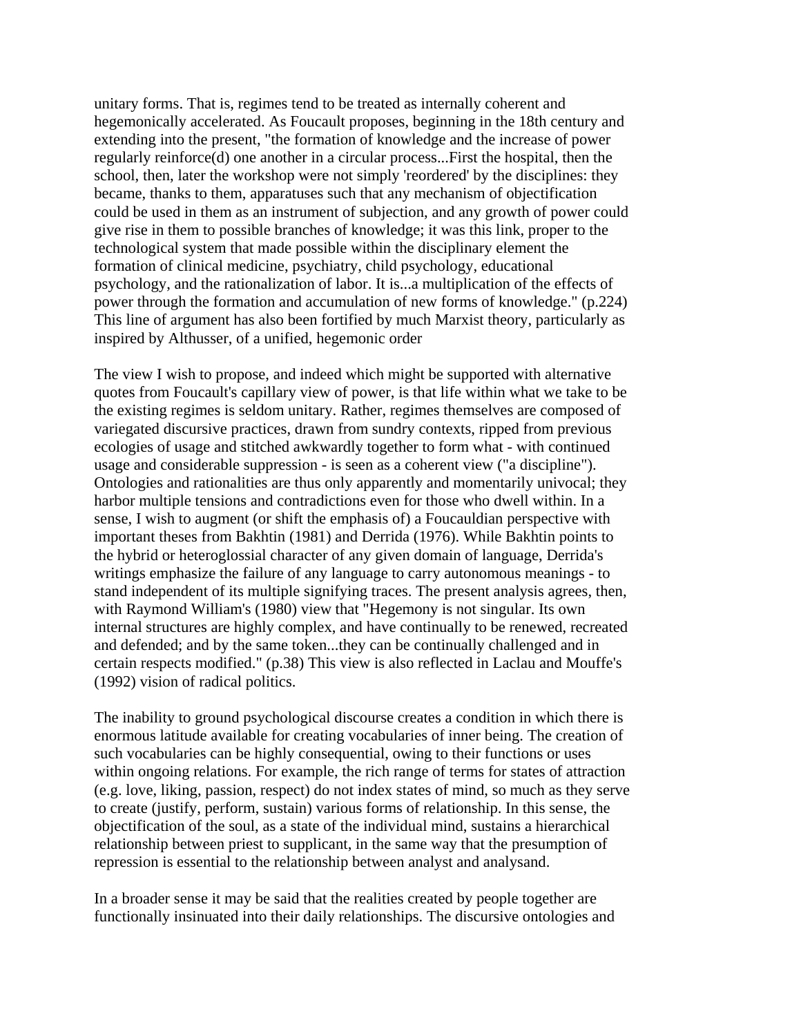unitary forms. That is, regimes tend to be treated as internally coherent and hegemonically accelerated. As Foucault proposes, beginning in the 18th century and extending into the present, "the formation of knowledge and the increase of power regularly reinforce(d) one another in a circular process...First the hospital, then the school, then, later the workshop were not simply 'reordered' by the disciplines: they became, thanks to them, apparatuses such that any mechanism of objectification could be used in them as an instrument of subjection, and any growth of power could give rise in them to possible branches of knowledge; it was this link, proper to the technological system that made possible within the disciplinary element the formation of clinical medicine, psychiatry, child psychology, educational psychology, and the rationalization of labor. It is...a multiplication of the effects of power through the formation and accumulation of new forms of knowledge." (p.224) This line of argument has also been fortified by much Marxist theory, particularly as inspired by Althusser, of a unified, hegemonic order

The view I wish to propose, and indeed which might be supported with alternative quotes from Foucault's capillary view of power, is that life within what we take to be the existing regimes is seldom unitary. Rather, regimes themselves are composed of variegated discursive practices, drawn from sundry contexts, ripped from previous ecologies of usage and stitched awkwardly together to form what - with continued usage and considerable suppression - is seen as a coherent view ("a discipline"). Ontologies and rationalities are thus only apparently and momentarily univocal; they harbor multiple tensions and contradictions even for those who dwell within. In a sense, I wish to augment (or shift the emphasis of) a Foucauldian perspective with important theses from Bakhtin (1981) and Derrida (1976). While Bakhtin points to the hybrid or heteroglossial character of any given domain of language, Derrida's writings emphasize the failure of any language to carry autonomous meanings - to stand independent of its multiple signifying traces. The present analysis agrees, then, with Raymond William's (1980) view that "Hegemony is not singular. Its own internal structures are highly complex, and have continually to be renewed, recreated and defended; and by the same token...they can be continually challenged and in certain respects modified." (p.38) This view is also reflected in Laclau and Mouffe's (1992) vision of radical politics.

The inability to ground psychological discourse creates a condition in which there is enormous latitude available for creating vocabularies of inner being. The creation of such vocabularies can be highly consequential, owing to their functions or uses within ongoing relations. For example, the rich range of terms for states of attraction (e.g. love, liking, passion, respect) do not index states of mind, so much as they serve to create (justify, perform, sustain) various forms of relationship. In this sense, the objectification of the soul, as a state of the individual mind, sustains a hierarchical relationship between priest to supplicant, in the same way that the presumption of repression is essential to the relationship between analyst and analysand.

In a broader sense it may be said that the realities created by people together are functionally insinuated into their daily relationships. The discursive ontologies and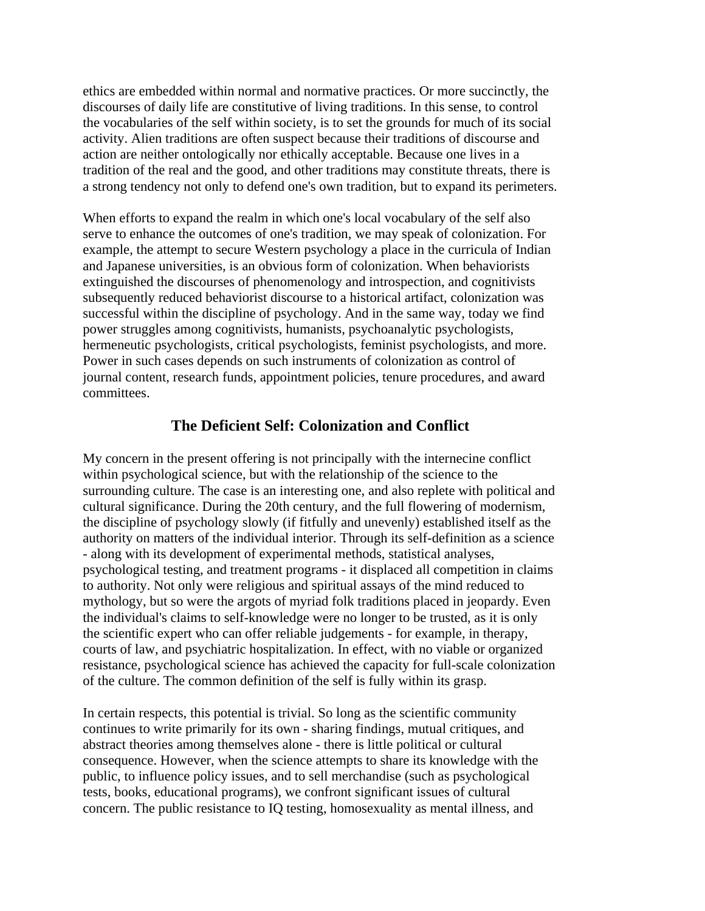ethics are embedded within normal and normative practices. Or more succinctly, the discourses of daily life are constitutive of living traditions. In this sense, to control the vocabularies of the self within society, is to set the grounds for much of its social activity. Alien traditions are often suspect because their traditions of discourse and action are neither ontologically nor ethically acceptable. Because one lives in a tradition of the real and the good, and other traditions may constitute threats, there is a strong tendency not only to defend one's own tradition, but to expand its perimeters.

When efforts to expand the realm in which one's local vocabulary of the self also serve to enhance the outcomes of one's tradition, we may speak of colonization. For example, the attempt to secure Western psychology a place in the curricula of Indian and Japanese universities, is an obvious form of colonization. When behaviorists extinguished the discourses of phenomenology and introspection, and cognitivists subsequently reduced behaviorist discourse to a historical artifact, colonization was successful within the discipline of psychology. And in the same way, today we find power struggles among cognitivists, humanists, psychoanalytic psychologists, hermeneutic psychologists, critical psychologists, feminist psychologists, and more. Power in such cases depends on such instruments of colonization as control of journal content, research funds, appointment policies, tenure procedures, and award committees.

## The Deficient Self: Colonization and Conflict

My concern in the present offering is not principally with the internecine conflict within psychological science, but with the relationship of the science to the surrounding culture. The case is an interesting one, and also replete with political and cultural significance. During the 20th century, and the full flowering of modernism, the discipline of psychology slowly (if fitfully and unevenly) established itself as the authority on matters of the individual interior. Through its self-definition as a science - along with its development of experimental methods, statistical analyses, psychological testing, and treatment programs - it displaced all competition in claims to authority. Not only were religious and spiritual assays of the mind reduced to mythology, but so were the argots of myriad folk traditions placed in jeopardy. Even the individual's claims to self-knowledge were no longer to be trusted, as it is only the scientific expert who can offer reliable judgements - for example, in therapy, courts of law, and psychiatric hospitalization. In effect, with no viable or organized resistance, psychological science has achieved the capacity for full-scale colonization of the culture. The common definition of the self is fully within its grasp.

In certain respects, this potential is trivial. So long as the scientific community continues to write primarily for its own - sharing findings, mutual critiques, and abstract theories among themselves alone - there is little political or cultural consequence. However, when the science attempts to share its knowledge with the public, to influence policy issues, and to sell merchandise (such as psychological tests, books, educational programs), we confront significant issues of cultural concern. The public resistance to IQ testing, homosexuality as mental illness, and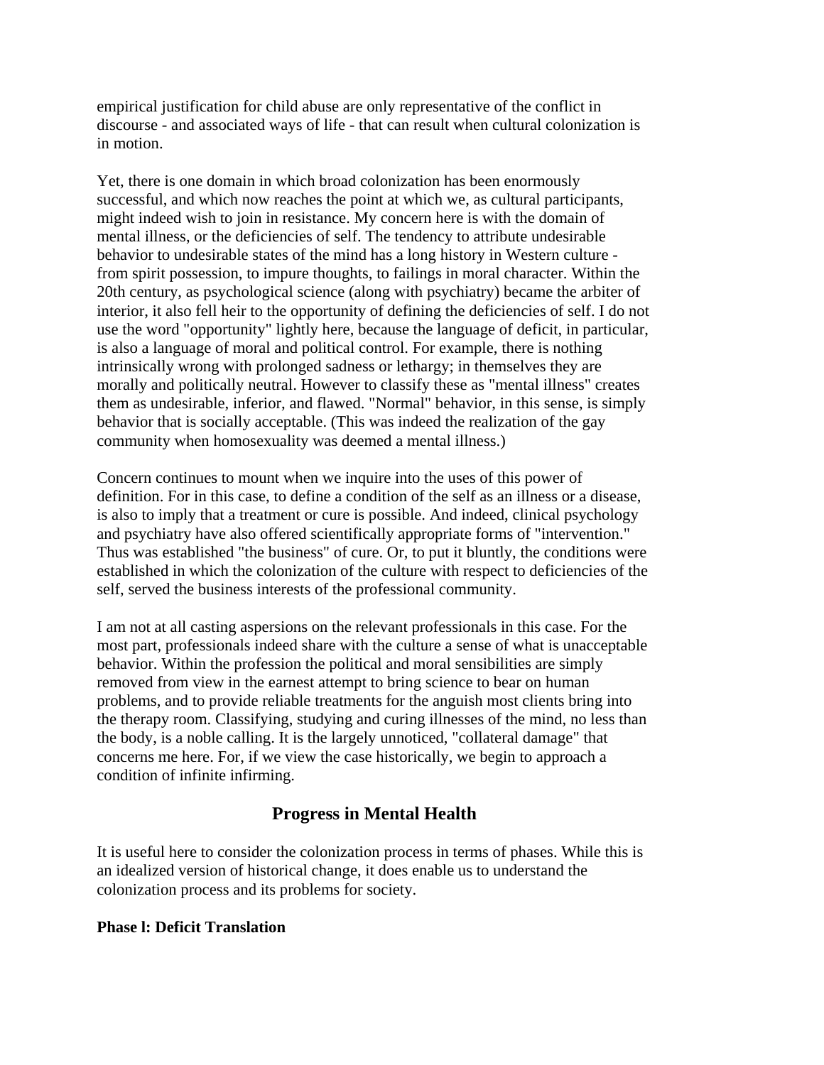empirical justification for child abuse are only representative of the conflict in discourse - and associated ways of life - that can result when cultural colonization is in motion.

Yet, there is one domain in which broad colonization has been enormously successful, and which now reaches the point at which we, as cultural participants, might indeed wish to join in resistance. My concern here is with the domain of mental illness, or the deficiencies of self. The tendency to attribute undesirable behavior to undesirable states of the mind has a long history in Western culture - from spirit possession, to impure thoughts, to failings in moral character. Within the 20th century, as psychological science (along with psychiatry) became the arbiter of interior, it also fell heir to the opportunity of defining the deficiencies of self. I do not use the word "opportunity" lightly here, because the language of deficit, in particular, is also a language of moral and political control. For example, there is nothing intrinsically wrong with prolonged sadness or lethargy; in themselves they are morally and politically neutral. However to classify these as "mental illness" creates them as undesirable, inferior, and flawed. "Normal" behavior, in this sense, is simply behavior that is socially acceptable. (This was indeed the realization of the gay community when homosexuality was deemed a mental illness.)

Concern continues to mount when we inquire into the uses of this power of definition. For in this case, to define a condition of the self as an illness or a disease, is also to imply that a treatment or cure is possible. And indeed, clinical psychology and psychiatry have also offered scientifically appropriate forms of "intervention." Thus was established "the business" of cure. Or, to put it bluntly, the conditions were established in which the colonization of the culture with respect to deficiencies of the self, served the business interests of the professional community.

I am not at all casting aspersions on the relevant professionals in this case. For the most part, professionals indeed share with the culture a sense of what is unacceptable behavior. Within the profession the political and moral sensibilities are simply removed from view in the earnest attempt to bring science to bear on human problems, and to provide reliable treatments for the anguish most clients bring into the therapy room. Classifying, studying and curing illnesses of the mind, no less than the body, is a noble calling. It is the largely unnoticed, "collateral damage" that concerns me here. For, if we view the case historically, we begin to approach a condition of infinite infirming.

## Progress in Mental Health

It is useful here to consider the colonization process in terms of phases. While this is an idealized version of historical change, it does enable us to understand the colonization process and its problems for society.

**Phase l: Deficit Translation**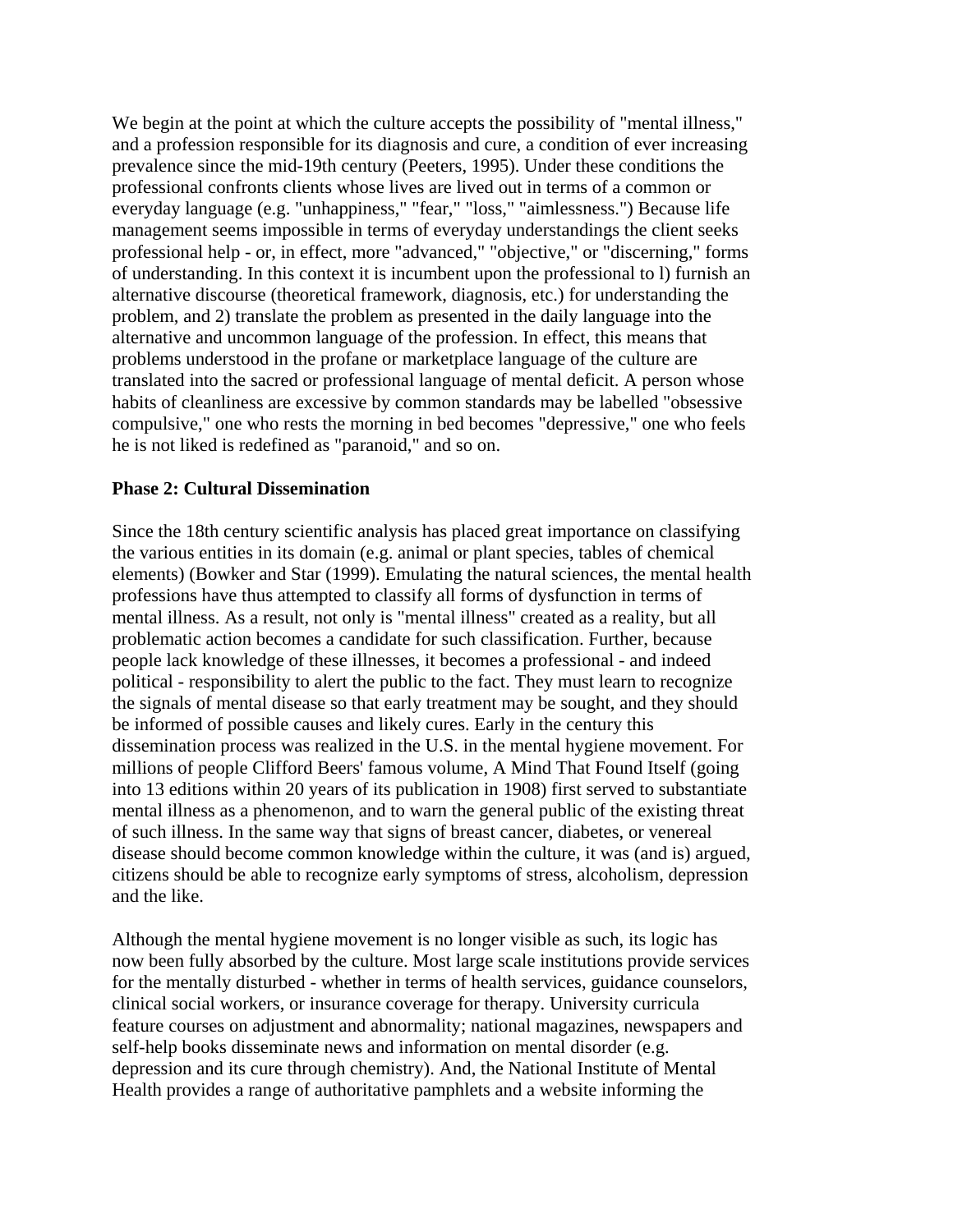We begin at the point at which the culture accepts the possibility of "mental illness," and a profession responsible for its diagnosis and cure, a condition of ever increasing prevalence since the mid-19th century (Peeters, 1995). Under these conditions the professional confronts clients whose lives are lived out in terms of a common or everyday language (e.g. "unhappiness," "fear," "loss," "aimlessness.") Because life management seems impossible in terms of everyday understandings the client seeks professional help - or, in effect, more "advanced," "objective," or "discerning," forms of understanding. In this context it is incumbent upon the professional to l) furnish an alternative discourse (theoretical framework, diagnosis, etc.) for understanding the problem, and 2) translate the problem as presented in the daily language into the alternative and uncommon language of the profession. In effect, this means that problems understood in the profane or marketplace language of the culture are translated into the sacred or professional language of mental deficit. A person whose habits of cleanliness are excessive by common standards may be labelled "obsessive compulsive," one who rests the morning in bed becomes "depressive," one who feels he is not liked is redefined as "paranoid," and so on.

**Phase 2: Cultural Dissemination**

Since the 18th century scientific analysis has placed great importance on classifying the various entities in its domain (e.g. animal or plant species, tables of chemical elements) (Bowker and Star (1999). Emulating the natural sciences, the mental health professions have thus attempted to classify all forms of dysfunction in terms of mental illness. As a result, not only is "mental illness" created as a reality, but all problematic action becomes a candidate for such classification. Further, because people lack knowledge of these illnesses, it becomes a professional - and indeed political - responsibility to alert the public to the fact. They must learn to recognize the signals of mental disease so that early treatment may be sought, and they should be informed of possible causes and likely cures. Early in the century this dissemination process was realized in the U.S. in the mental hygiene movement. For millions of people Clifford Beers' famous volume, A Mind That Found Itself (going into 13 editions within 20 years of its publication in 1908) first served to substantiate mental illness as a phenomenon, and to warn the general public of the existing threat of such illness. In the same way that signs of breast cancer, diabetes, or venereal disease should become common knowledge within the culture, it was (and is) argued, citizens should be able to recognize early symptoms of stress, alcoholism, depression and the like.

Although the mental hygiene movement is no longer visible as such, its logic has now been fully absorbed by the culture. Most large scale institutions provide services for the mentally disturbed - whether in terms of health services, guidance counselors, clinical social workers, or insurance coverage for therapy. University curricula feature courses on adjustment and abnormality; national magazines, newspapers and self-help books disseminate news and information on mental disorder (e.g. depression and its cure through chemistry). And, the National Institute of Mental Health provides a range of authoritative pamphlets and a website informing the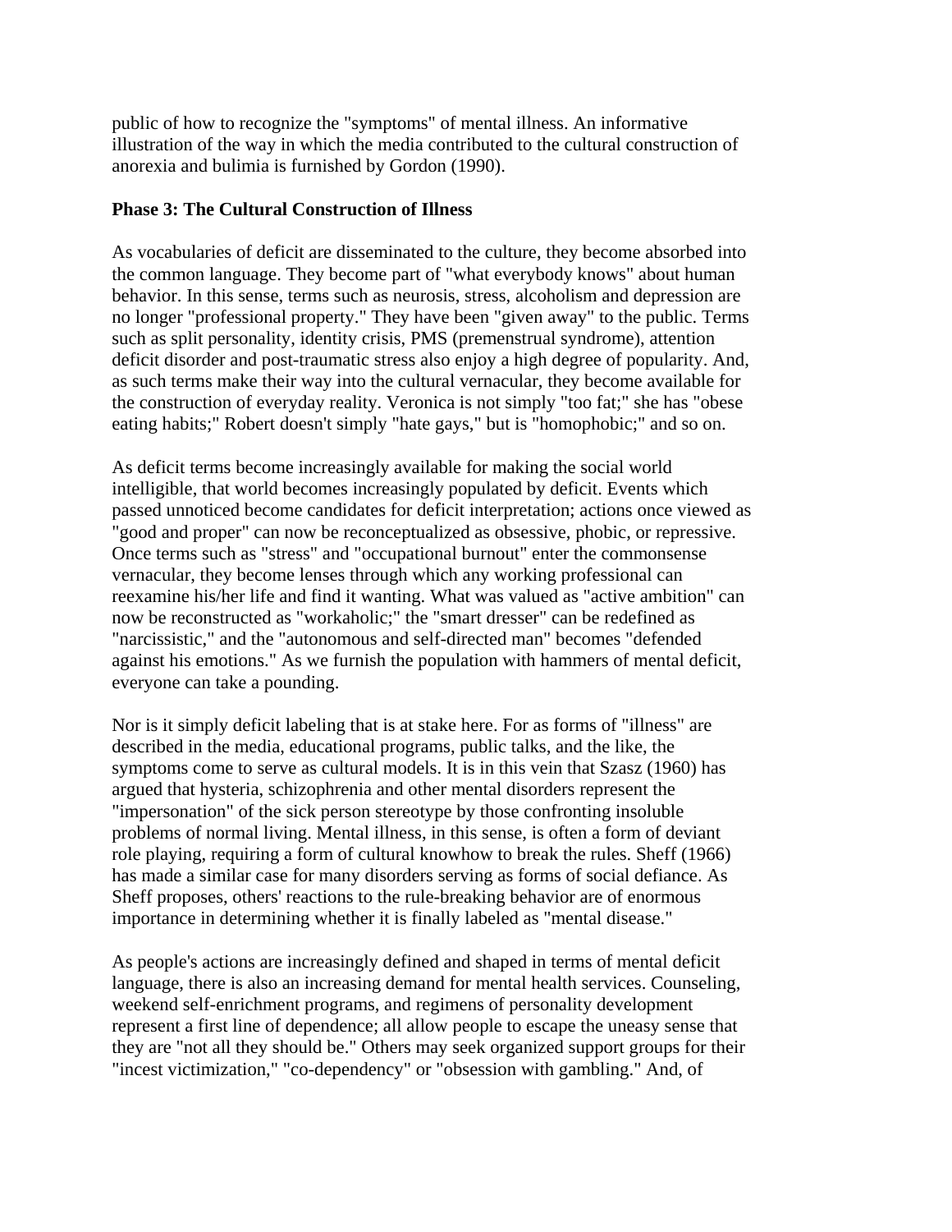public of how to recognize the "symptoms" of mental illness. An informative illustration of the way in which the media contributed to the cultural construction of anorexia and bulimia is furnished by Gordon (1990).

**Phase 3: The Cultural Construction of Illness**

As vocabularies of deficit are disseminated to the culture, they become absorbed into the common language. They become part of "what everybody knows" about human behavior. In this sense, terms such as neurosis, stress, alcoholism and depression are no longer "professional property." They have been "given away" to the public. Terms such as split personality, identity crisis, PMS (premenstrual syndrome), attention deficit disorder and post-traumatic stress also enjoy a high degree of popularity. And, as such terms make their way into the cultural vernacular, they become available for the construction of everyday reality. Veronica is not simply "too fat;" she has "obese eating habits;" Robert doesn't simply "hate gays," but is "homophobic;" and so on.

As deficit terms become increasingly available for making the social world intelligible, that world becomes increasingly populated by deficit. Events which passed unnoticed become candidates for deficit interpretation; actions once viewed as "good and proper" can now be reconceptualized as obsessive, phobic, or repressive. Once terms such as "stress" and "occupational burnout" enter the commonsense vernacular, they become lenses through which any working professional can reexamine his/her life and find it wanting. What was valued as "active ambition" can now be reconstructed as "workaholic;" the "smart dresser" can be redefined as "narcissistic," and the "autonomous and self-directed man" becomes "defended against his emotions." As we furnish the population with hammers of mental deficit, everyone can take a pounding.

Nor is it simply deficit labeling that is at stake here. For as forms of "illness" are described in the media, educational programs, public talks, and the like, the symptoms come to serve as cultural models. It is in this vein that Szasz (1960) has argued that hysteria, schizophrenia and other mental disorders represent the "impersonation" of the sick person stereotype by those confronting insoluble problems of normal living. Mental illness, in this sense, is often a form of deviant role playing, requiring a form of cultural knowhow to break the rules. Sheff (1966) has made a similar case for many disorders serving as forms of social defiance. As Sheff proposes, others' reactions to the rule-breaking behavior are of enormous importance in determining whether it is finally labeled as "mental disease."

As people's actions are increasingly defined and shaped in terms of mental deficit language, there is also an increasing demand for mental health services. Counseling, weekend self-enrichment programs, and regimens of personality development represent a first line of dependence; all allow people to escape the uneasy sense that they are "not all they should be." Others may seek organized support groups for their "incest victimization," "co-dependency" or "obsession with gambling." And, of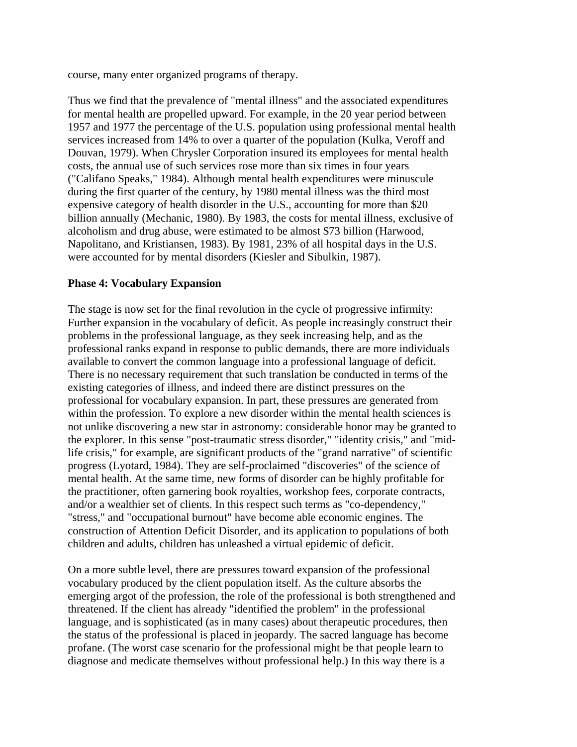course, many enter organized programs of therapy.

Thus we find that the prevalence of "mental illness" and the associated expenditures for mental health are propelled upward. For example, in the 20 year period between 1957 and 1977 the percentage of the U.S. population using professional mental health services increased from 14% to over a quarter of the population (Kulka, Veroff and Douvan, 1979). When Chrysler Corporation insured its employees for mental health costs, the annual use of such services rose more than six times in four years ("Califano Speaks," 1984). Although mental health expenditures were minuscule during the first quarter of the century, by 1980 mental illness was the third most expensive category of health disorder in the U.S., accounting for more than $20 billion annually (Mechanic, 1980). By 1983, the costs for mental illness, exclusive of alcoholism and drug abuse, were estimated to be almost $73 billion (Harwood, Napolitano, and Kristiansen, 1983). By 1981, 23% of all hospital days in the U.S. were accounted for by mental disorders (Kiesler and Sibulkin, 1987).

**Phase 4: Vocabulary Expansion**

The stage is now set for the final revolution in the cycle of progressive infirmity: Further expansion in the vocabulary of deficit. As people increasingly construct their problems in the professional language, as they seek increasing help, and as the professional ranks expand in response to public demands, there are more individuals available to convert the common language into a professional language of deficit. There is no necessary requirement that such translation be conducted in terms of the existing categories of illness, and indeed there are distinct pressures on the professional for vocabulary expansion. In part, these pressures are generated from within the profession. To explore a new disorder within the mental health sciences is not unlike discovering a new star in astronomy: considerable honor may be granted to the explorer. In this sense "post-traumatic stress disorder," "identity crisis," and "mid-life crisis," for example, are significant products of the "grand narrative" of scientific progress (Lyotard, 1984). They are self-proclaimed "discoveries" of the science of mental health. At the same time, new forms of disorder can be highly profitable for the practitioner, often garnering book royalties, workshop fees, corporate contracts, and/or a wealthier set of clients. In this respect such terms as "co-dependency," "stress," and "occupational burnout" have become able economic engines. The construction of Attention Deficit Disorder, and its application to populations of both children and adults, children has unleashed a virtual epidemic of deficit.

On a more subtle level, there are pressures toward expansion of the professional vocabulary produced by the client population itself. As the culture absorbs the emerging argot of the profession, the role of the professional is both strengthened and threatened. If the client has already "identified the problem" in the professional language, and is sophisticated (as in many cases) about therapeutic procedures, then the status of the professional is placed in jeopardy. The sacred language has become profane. (The worst case scenario for the professional might be that people learn to diagnose and medicate themselves without professional help.) In this way there is a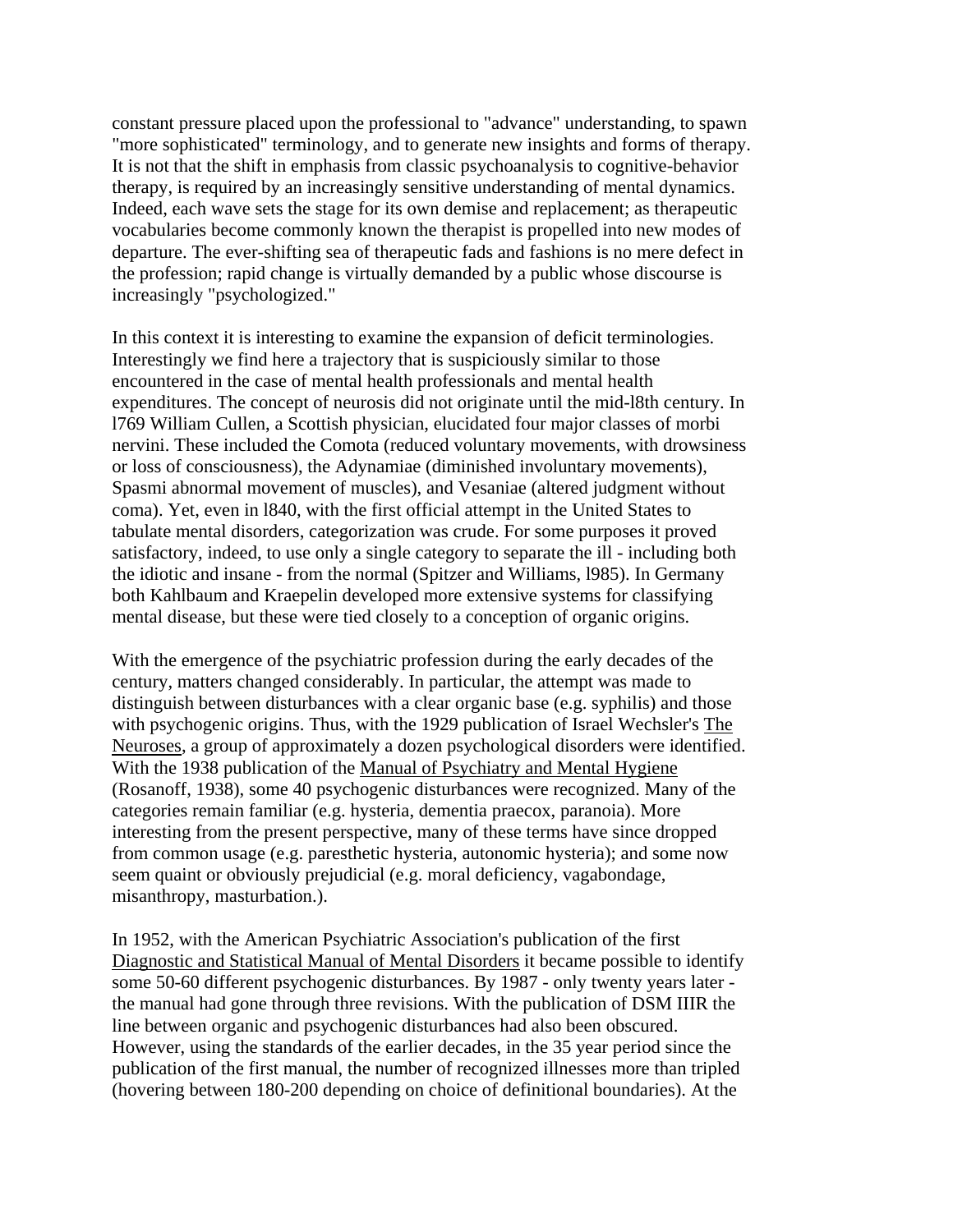constant pressure placed upon the professional to "advance" understanding, to spawn "more sophisticated" terminology, and to generate new insights and forms of therapy. It is not that the shift in emphasis from classic psychoanalysis to cognitive-behavior therapy, is required by an increasingly sensitive understanding of mental dynamics. Indeed, each wave sets the stage for its own demise and replacement; as therapeutic vocabularies become commonly known the therapist is propelled into new modes of departure. The ever-shifting sea of therapeutic fads and fashions is no mere defect in the profession; rapid change is virtually demanded by a public whose discourse is increasingly "psychologized."

In this context it is interesting to examine the expansion of deficit terminologies. Interestingly we find here a trajectory that is suspiciously similar to those encountered in the case of mental health professionals and mental health expenditures. The concept of neurosis did not originate until the mid-l8th century. In l769 William Cullen, a Scottish physician, elucidated four major classes of morbi nervini. These included the Comota (reduced voluntary movements, with drowsiness or loss of consciousness), the Adynamiae (diminished involuntary movements), Spasmi abnormal movement of muscles), and Vesaniae (altered judgment without coma). Yet, even in l840, with the first official attempt in the United States to tabulate mental disorders, categorization was crude. For some purposes it proved satisfactory, indeed, to use only a single category to separate the ill - including both the idiotic and insane - from the normal (Spitzer and Williams, l985). In Germany both Kahlbaum and Kraepelin developed more extensive systems for classifying mental disease, but these were tied closely to a conception of organic origins.

With the emergence of the psychiatric profession during the early decades of the century, matters changed considerably. In particular, the attempt was made to distinguish between disturbances with a clear organic base (e.g. syphilis) and those with psychogenic origins. Thus, with the 1929 publication of Israel Wechsler's The Neuroses, a group of approximately a dozen psychological disorders were identified. With the 1938 publication of the Manual of Psychiatry and Mental Hygiene (Rosanoff, 1938), some 40 psychogenic disturbances were recognized. Many of the categories remain familiar (e.g. hysteria, dementia praecox, paranoia). More interesting from the present perspective, many of these terms have since dropped from common usage (e.g. paresthetic hysteria, autonomic hysteria); and some now seem quaint or obviously prejudicial (e.g. moral deficiency, vagabondage, misanthropy, masturbation.).

In 1952, with the American Psychiatric Association's publication of the first Diagnostic and Statistical Manual of Mental Disorders it became possible to identify some 50-60 different psychogenic disturbances. By 1987 - only twenty years later - the manual had gone through three revisions. With the publication of DSM IIIR the line between organic and psychogenic disturbances had also been obscured. However, using the standards of the earlier decades, in the 35 year period since the publication of the first manual, the number of recognized illnesses more than tripled (hovering between 180-200 depending on choice of definitional boundaries). At the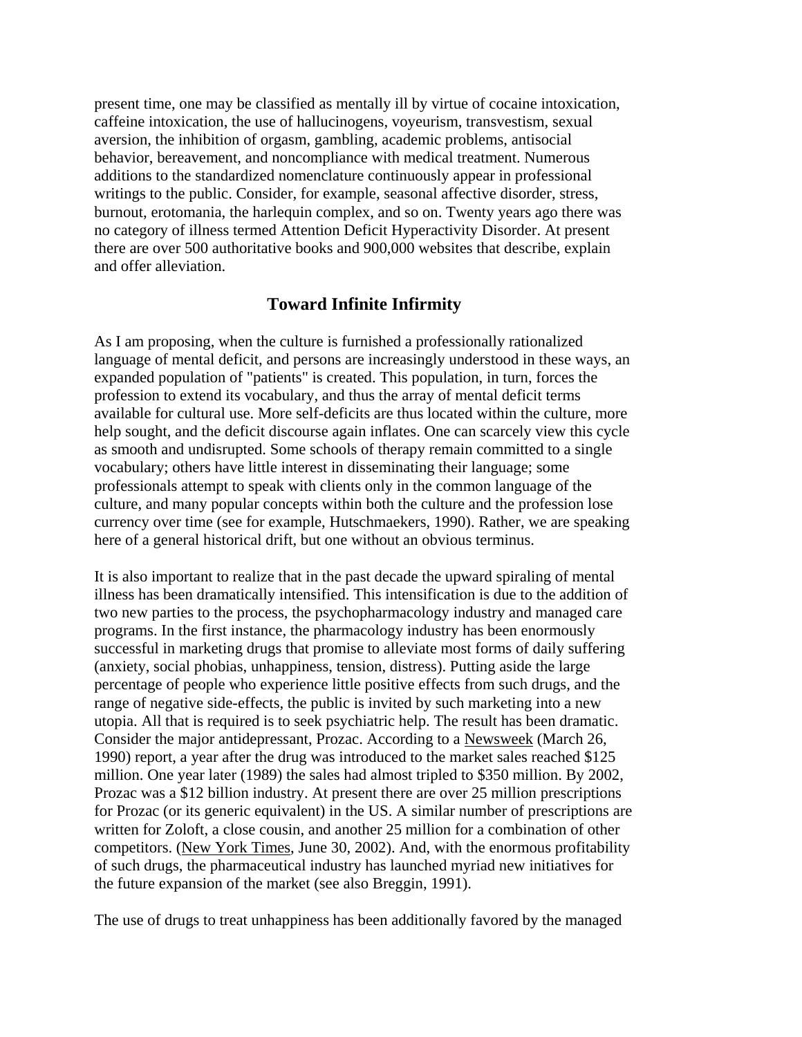present time, one may be classified as mentally ill by virtue of cocaine intoxication, caffeine intoxication, the use of hallucinogens, voyeurism, transvestism, sexual aversion, the inhibition of orgasm, gambling, academic problems, antisocial behavior, bereavement, and noncompliance with medical treatment. Numerous additions to the standardized nomenclature continuously appear in professional writings to the public. Consider, for example, seasonal affective disorder, stress, burnout, erotomania, the harlequin complex, and so on. Twenty years ago there was no category of illness termed Attention Deficit Hyperactivity Disorder. At present there are over 500 authoritative books and 900,000 websites that describe, explain and offer alleviation.

## Toward Infinite Infirmity

As I am proposing, when the culture is furnished a professionally rationalized language of mental deficit, and persons are increasingly understood in these ways, an expanded population of "patients" is created. This population, in turn, forces the profession to extend its vocabulary, and thus the array of mental deficit terms available for cultural use. More self-deficits are thus located within the culture, more help sought, and the deficit discourse again inflates. One can scarcely view this cycle as smooth and undisrupted. Some schools of therapy remain committed to a single vocabulary; others have little interest in disseminating their language; some professionals attempt to speak with clients only in the common language of the culture, and many popular concepts within both the culture and the profession lose currency over time (see for example, Hutschmaekers, 1990). Rather, we are speaking here of a general historical drift, but one without an obvious terminus.

It is also important to realize that in the past decade the upward spiraling of mental illness has been dramatically intensified. This intensification is due to the addition of two new parties to the process, the psychopharmacology industry and managed care programs. In the first instance, the pharmacology industry has been enormously successful in marketing drugs that promise to alleviate most forms of daily suffering (anxiety, social phobias, unhappiness, tension, distress). Putting aside the large percentage of people who experience little positive effects from such drugs, and the range of negative side-effects, the public is invited by such marketing into a new utopia. All that is required is to seek psychiatric help. The result has been dramatic. Consider the major antidepressant, Prozac. According to a Newsweek (March 26, 1990) report, a year after the drug was introduced to the market sales reached $125 million. One year later (1989) the sales had almost tripled to $350 million. By 2002, Prozac was a $12 billion industry. At present there are over 25 million prescriptions for Prozac (or its generic equivalent) in the US. A similar number of prescriptions are written for Zoloft, a close cousin, and another 25 million for a combination of other competitors. (New York Times, June 30, 2002). And, with the enormous profitability of such drugs, the pharmaceutical industry has launched myriad new initiatives for the future expansion of the market (see also Breggin, 1991).

The use of drugs to treat unhappiness has been additionally favored by the managed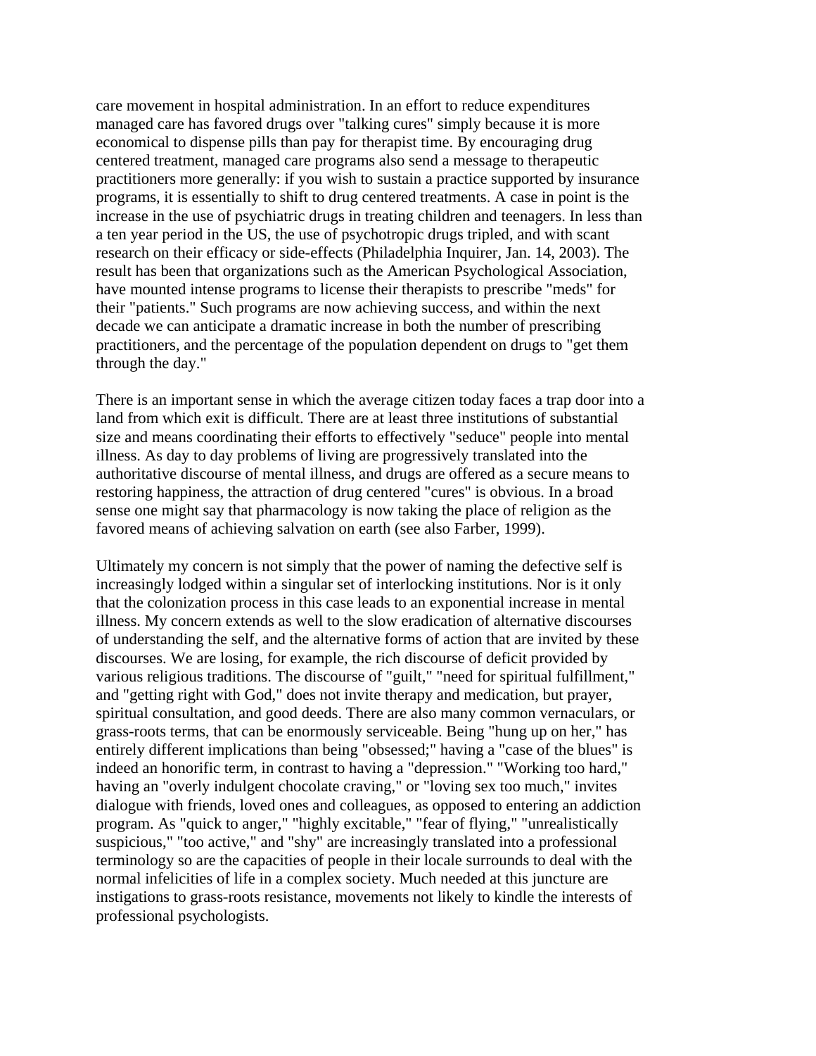care movement in hospital administration. In an effort to reduce expenditures managed care has favored drugs over "talking cures" simply because it is more economical to dispense pills than pay for therapist time. By encouraging drug centered treatment, managed care programs also send a message to therapeutic practitioners more generally: if you wish to sustain a practice supported by insurance programs, it is essentially to shift to drug centered treatments. A case in point is the increase in the use of psychiatric drugs in treating children and teenagers. In less than a ten year period in the US, the use of psychotropic drugs tripled, and with scant research on their efficacy or side-effects (Philadelphia Inquirer, Jan. 14, 2003). The result has been that organizations such as the American Psychological Association, have mounted intense programs to license their therapists to prescribe "meds" for their "patients." Such programs are now achieving success, and within the next decade we can anticipate a dramatic increase in both the number of prescribing practitioners, and the percentage of the population dependent on drugs to "get them through the day."

There is an important sense in which the average citizen today faces a trap door into a land from which exit is difficult. There are at least three institutions of substantial size and means coordinating their efforts to effectively "seduce" people into mental illness. As day to day problems of living are progressively translated into the authoritative discourse of mental illness, and drugs are offered as a secure means to restoring happiness, the attraction of drug centered "cures" is obvious. In a broad sense one might say that pharmacology is now taking the place of religion as the favored means of achieving salvation on earth (see also Farber, 1999).

Ultimately my concern is not simply that the power of naming the defective self is increasingly lodged within a singular set of interlocking institutions. Nor is it only that the colonization process in this case leads to an exponential increase in mental illness. My concern extends as well to the slow eradication of alternative discourses of understanding the self, and the alternative forms of action that are invited by these discourses. We are losing, for example, the rich discourse of deficit provided by various religious traditions. The discourse of "guilt," "need for spiritual fulfillment," and "getting right with God," does not invite therapy and medication, but prayer, spiritual consultation, and good deeds. There are also many common vernaculars, or grass-roots terms, that can be enormously serviceable. Being "hung up on her," has entirely different implications than being "obsessed;" having a "case of the blues" is indeed an honorific term, in contrast to having a "depression." "Working too hard," having an "overly indulgent chocolate craving," or "loving sex too much," invites dialogue with friends, loved ones and colleagues, as opposed to entering an addiction program. As "quick to anger," "highly excitable," "fear of flying," "unrealistically suspicious," "too active," and "shy" are increasingly translated into a professional terminology so are the capacities of people in their locale surrounds to deal with the normal infelicities of life in a complex society. Much needed at this juncture are instigations to grass-roots resistance, movements not likely to kindle the interests of professional psychologists.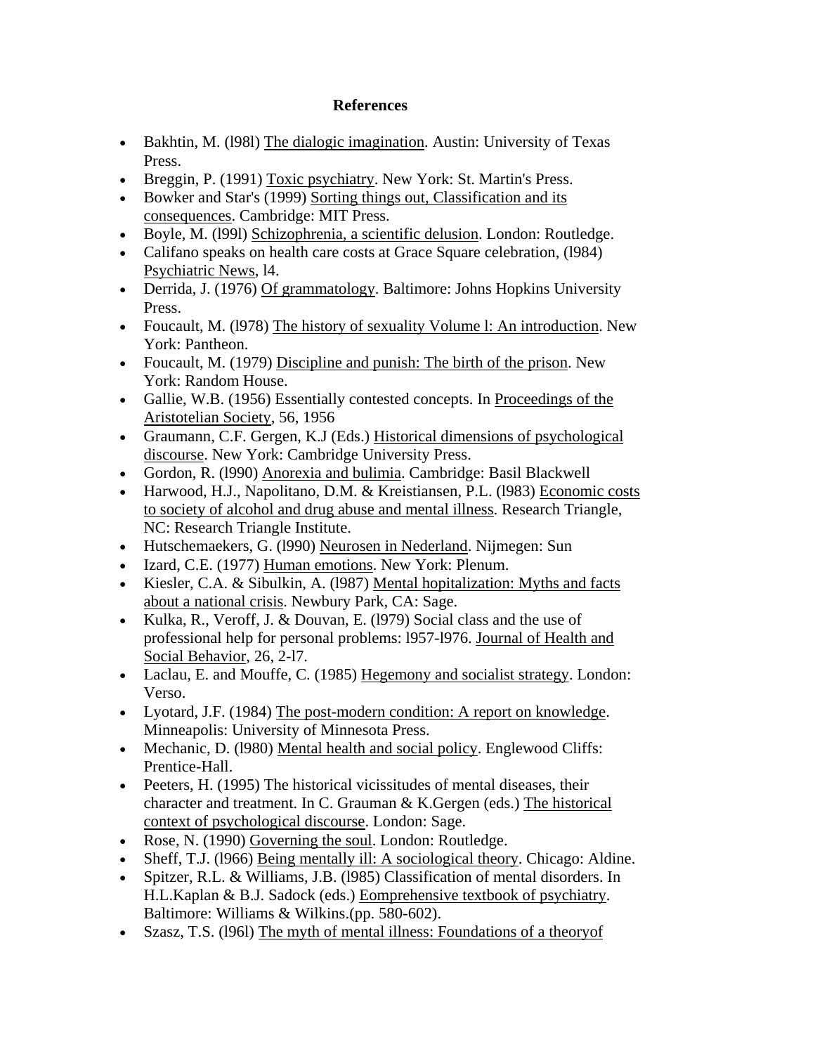## References

- Bakhtin, M. (l98l) The dialogic imagination. Austin: University of Texas Press.
- Breggin, P. (1991) Toxic psychiatry. New York: St. Martin's Press.
- Bowker and Star's (1999) Sorting things out, Classification and its consequences. Cambridge: MIT Press.
- Boyle, M. (l99l) Schizophrenia, a scientific delusion. London: Routledge.
- Califano speaks on health care costs at Grace Square celebration, (l984) Psychiatric News, l4.
- Derrida, J. (1976) Of grammatology. Baltimore: Johns Hopkins University Press.
- Foucault, M. (l978) The history of sexuality Volume l: An introduction. New York: Pantheon.
- Foucault, M. (1979) Discipline and punish: The birth of the prison. New York: Random House.
- Gallie, W.B. (1956) Essentially contested concepts. In Proceedings of the Aristotelian Society, 56, 1956
- Graumann, C.F. Gergen, K.J (Eds.) Historical dimensions of psychological discourse. New York: Cambridge University Press.
- Gordon, R. (l990) Anorexia and bulimia. Cambridge: Basil Blackwell
- Harwood, H.J., Napolitano, D.M. & Kreistiansen, P.L. (l983) Economic costs to society of alcohol and drug abuse and mental illness. Research Triangle, NC: Research Triangle Institute.
- Hutschemaekers, G. (l990) Neurosen in Nederland. Nijmegen: Sun
- Izard, C.E. (1977) Human emotions. New York: Plenum.
- Kiesler, C.A. & Sibulkin, A. (l987) Mental hopitalization: Myths and facts about a national crisis. Newbury Park, CA: Sage.
- Kulka, R., Veroff, J. & Douvan, E. (l979) Social class and the use of professional help for personal problems: l957-l976. Journal of Health and Social Behavior, 26, 2-l7.
- Laclau, E. and Mouffe, C. (1985) Hegemony and socialist strategy. London: Verso.
- Lyotard, J.F. (1984) The post-modern condition: A report on knowledge. Minneapolis: University of Minnesota Press.
- Mechanic, D. (l980) Mental health and social policy. Englewood Cliffs: Prentice-Hall.
- Peeters, H. (1995) The historical vicissitudes of mental diseases, their character and treatment. In C. Grauman & K.Gergen (eds.) The historical context of psychological discourse. London: Sage.
- Rose, N. (1990) Governing the soul. London: Routledge.
- Sheff, T.J. (l966) Being mentally ill: A sociological theory. Chicago: Aldine.
- Spitzer, R.L. & Williams, J.B. (l985) Classification of mental disorders. In H.L.Kaplan & B.J. Sadock (eds.) Eomprehensive textbook of psychiatry. Baltimore: Williams & Wilkins.(pp. 580-602).
- Szasz, T.S. (l96l) The myth of mental illness: Foundations of a theoryof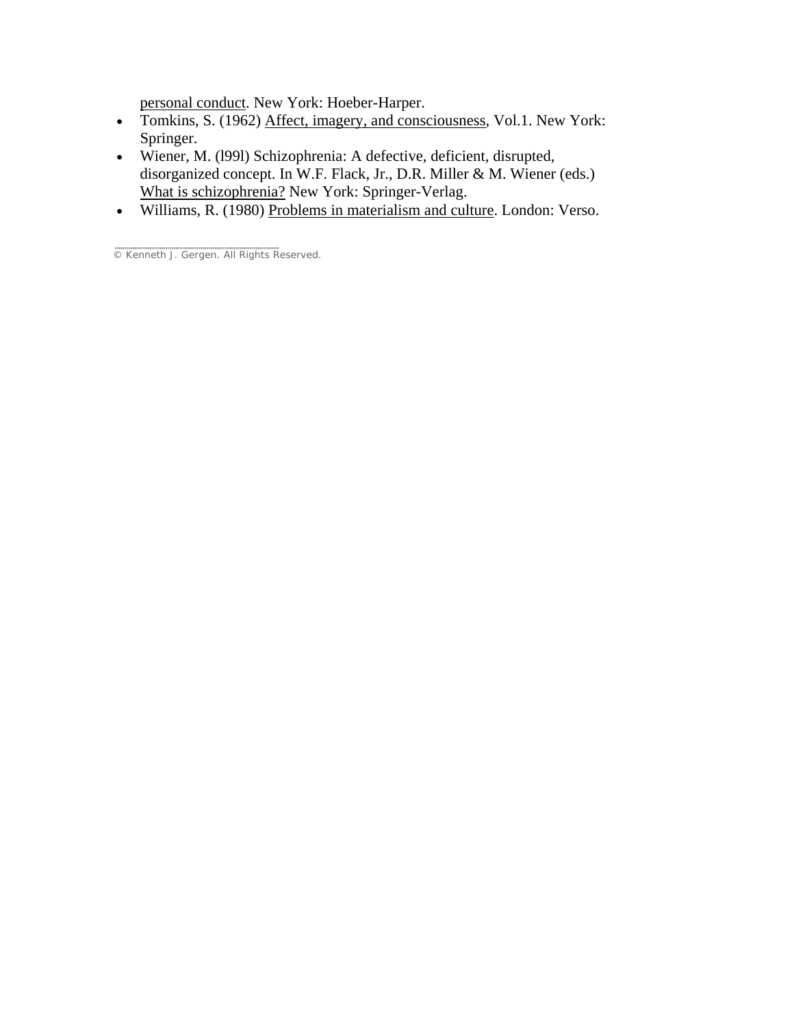personal conduct. New York: Hoeber-Harper.

- Tomkins, S. (1962) Affect, imagery, and consciousness, Vol.1. New York: Springer.
- Wiener, M. (l99l) Schizophrenia: A defective, deficient, disrupted, disorganized concept. In W.F. Flack, Jr., D.R. Miller & M. Wiener (eds.) What is schizophrenia? New York: Springer-Verlag.
- Williams, R. (1980) Problems in materialism and culture. London: Verso.

© Kenneth J. Gergen. All Rights Reserved.